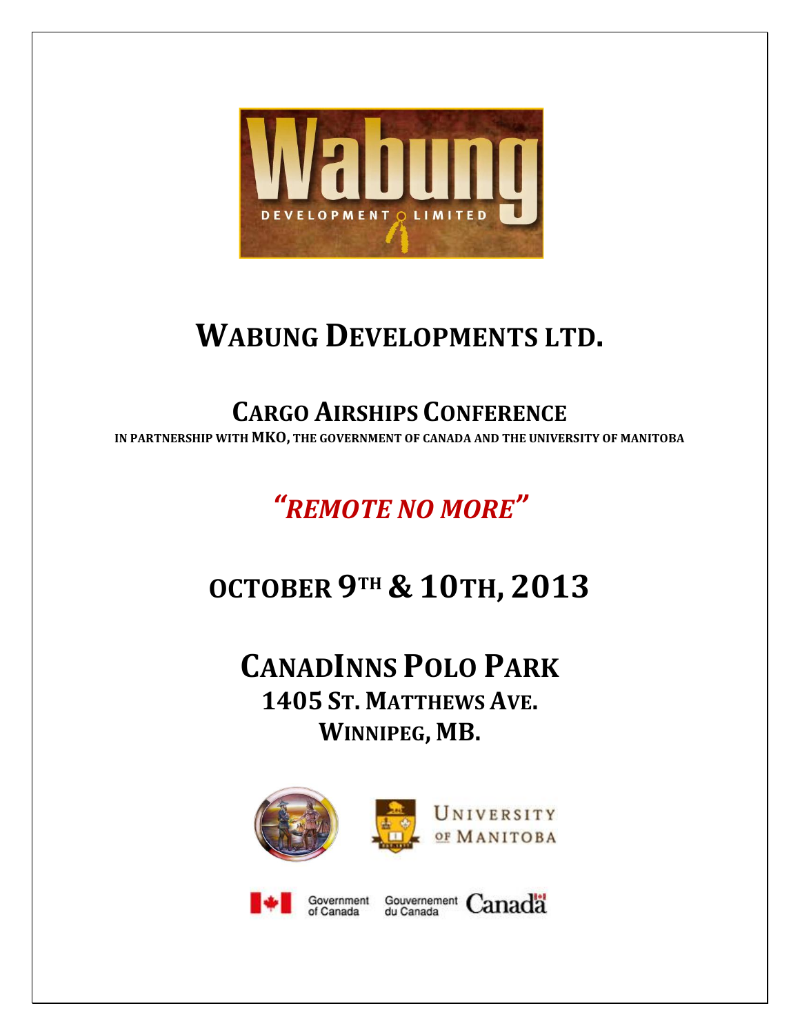# WABUNG DEVELOPMENTS LTD.

## CARGO AIRSHIPS CONFERENCE

**IN PARTNERSHIP WITH MKO, THE GOVERNMENT OF CANADA AND THE UNIVERSITY OF MANITOBA**

## *"REMOTE NO MORE"*

## OCTOBER 9TH & 10TH, 2013

## CANADINNS POLO PARK

**1405 ST. MATTHEWS AVE.**

**WINNIPEG, MB.**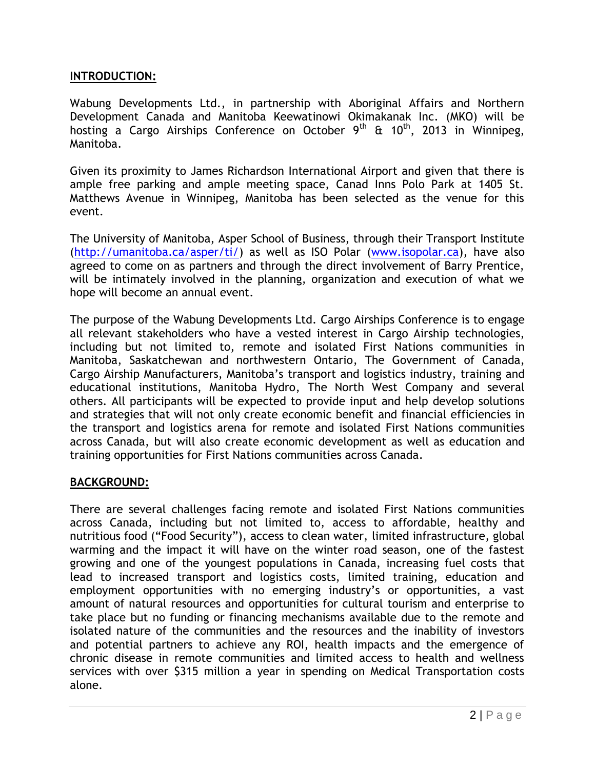## INTRODUCTION:

Wabung Developments Ltd., in partnership with Aboriginal Affairs and Northern Development Canada and Manitoba Keewatinowi Okimakanak Inc. (MKO) will be hosting a Cargo Airships Conference on October 9th & 10th, 2013 in Winnipeg, Manitoba.

Given its proximity to James Richardson International Airport and given that there is ample free parking and ample meeting space, Canad Inns Polo Park at 1405 St. Matthews Avenue in Winnipeg, Manitoba has been selected as the venue for this event.

The University of Manitoba, Asper School of Business, through their Transport Institute (http://umanitoba.ca/asper/ti/) as well as ISO Polar (www.isopolar.ca), have also agreed to come on as partners and through the direct involvement of Barry Prentice, will be intimately involved in the planning, organization and execution of what we hope will become an annual event.

The purpose of the Wabung Developments Ltd. Cargo Airships Conference is to engage all relevant stakeholders who have a vested interest in Cargo Airship technologies, including but not limited to, remote and isolated First Nations communities in Manitoba, Saskatchewan and northwestern Ontario, The Government of Canada, Cargo Airship Manufacturers, Manitoba's transport and logistics industry, training and educational institutions, Manitoba Hydro, The North West Company and several others. All participants will be expected to provide input and help develop solutions and strategies that will not only create economic benefit and financial efficiencies in the transport and logistics arena for remote and isolated First Nations communities across Canada, but will also create economic development as well as education and training opportunities for First Nations communities across Canada.

## BACKGROUND:

There are several challenges facing remote and isolated First Nations communities across Canada, including but not limited to, access to affordable, healthy and nutritious food ("Food Security"), access to clean water, limited infrastructure, global warming and the impact it will have on the winter road season, one of the fastest growing and one of the youngest populations in Canada, increasing fuel costs that lead to increased transport and logistics costs, limited training, education and employment opportunities with no emerging industry's or opportunities, a vast amount of natural resources and opportunities for cultural tourism and enterprise to take place but no funding or financing mechanisms available due to the remote and isolated nature of the communities and the resources and the inability of investors and potential partners to achieve any ROI, health impacts and the emergence of chronic disease in remote communities and limited access to health and wellness services with over $315 million a year in spending on Medical Transportation costs alone.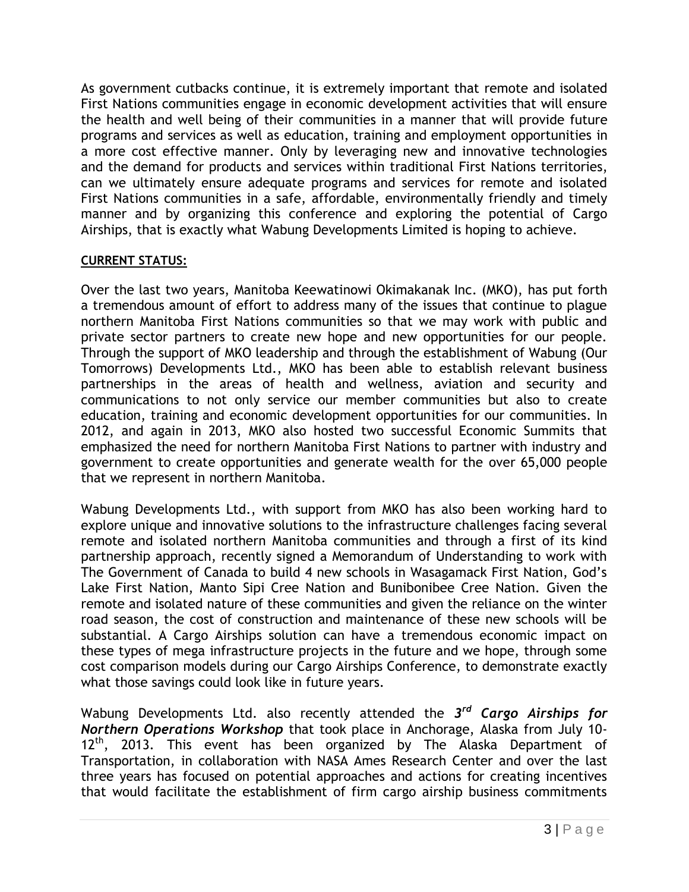As government cutbacks continue, it is extremely important that remote and isolated First Nations communities engage in economic development activities that will ensure the health and well being of their communities in a manner that will provide future programs and services as well as education, training and employment opportunities in a more cost effective manner. Only by leveraging new and innovative technologies and the demand for products and services within traditional First Nations territories, can we ultimately ensure adequate programs and services for remote and isolated First Nations communities in a safe, affordable, environmentally friendly and timely manner and by organizing this conference and exploring the potential of Cargo Airships, that is exactly what Wabung Developments Limited is hoping to achieve.

**CURRENT STATUS:**

Over the last two years, Manitoba Keewatinowi Okimakanak Inc. (MKO), has put forth a tremendous amount of effort to address many of the issues that continue to plague northern Manitoba First Nations communities so that we may work with public and private sector partners to create new hope and new opportunities for our people. Through the support of MKO leadership and through the establishment of Wabung (Our Tomorrows) Developments Ltd., MKO has been able to establish relevant business partnerships in the areas of health and wellness, aviation and security and communications to not only service our member communities but also to create education, training and economic development opportunities for our communities. In 2012, and again in 2013, MKO also hosted two successful Economic Summits that emphasized the need for northern Manitoba First Nations to partner with industry and government to create opportunities and generate wealth for the over 65,000 people that we represent in northern Manitoba.

Wabung Developments Ltd., with support from MKO has also been working hard to explore unique and innovative solutions to the infrastructure challenges facing several remote and isolated northern Manitoba communities and through a first of its kind partnership approach, recently signed a Memorandum of Understanding to work with The Government of Canada to build 4 new schools in Wasagamack First Nation, God's Lake First Nation, Manto Sipi Cree Nation and Bunibonibee Cree Nation. Given the remote and isolated nature of these communities and given the reliance on the winter road season, the cost of construction and maintenance of these new schools will be substantial. A Cargo Airships solution can have a tremendous economic impact on these types of mega infrastructure projects in the future and we hope, through some cost comparison models during our Cargo Airships Conference, to demonstrate exactly what those savings could look like in future years.

Wabung Developments Ltd. also recently attended the ***3rd Cargo Airships for Northern Operations Workshop*** that took place in Anchorage, Alaska from July 10-12th, 2013. This event has been organized by The Alaska Department of Transportation, in collaboration with NASA Ames Research Center and over the last three years has focused on potential approaches and actions for creating incentives that would facilitate the establishment of firm cargo airship business commitments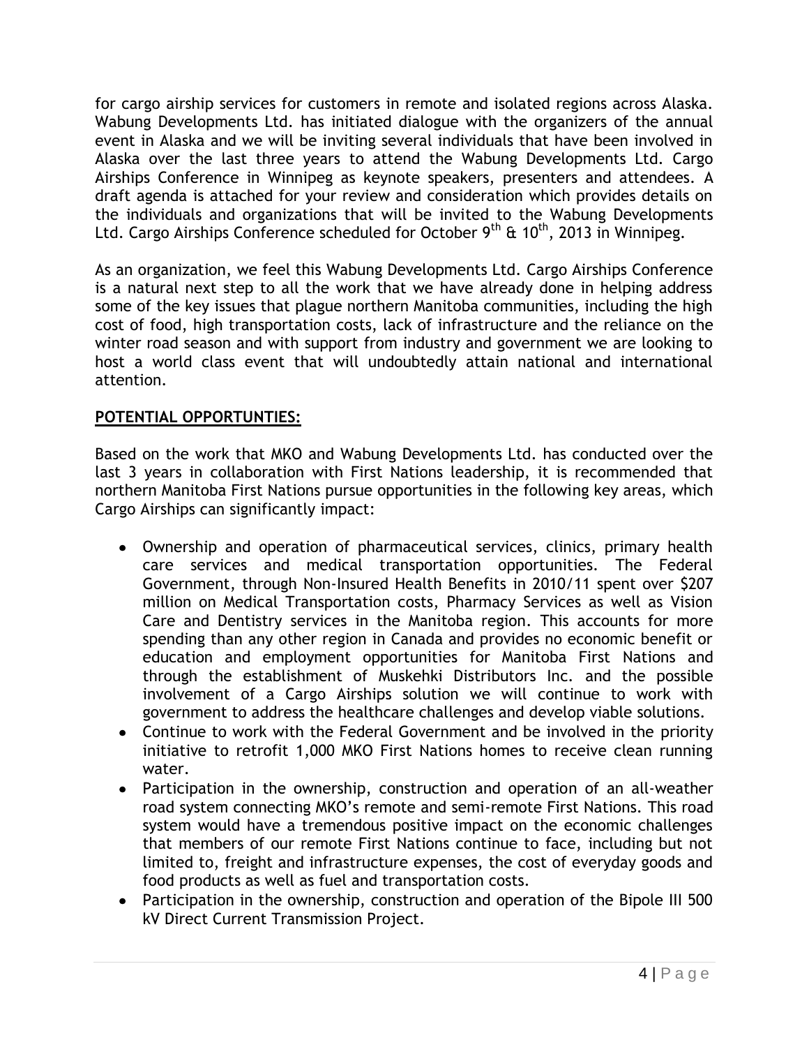for cargo airship services for customers in remote and isolated regions across Alaska. Wabung Developments Ltd. has initiated dialogue with the organizers of the annual event in Alaska and we will be inviting several individuals that have been involved in Alaska over the last three years to attend the Wabung Developments Ltd. Cargo Airships Conference in Winnipeg as keynote speakers, presenters and attendees. A draft agenda is attached for your review and consideration which provides details on the individuals and organizations that will be invited to the Wabung Developments Ltd. Cargo Airships Conference scheduled for October 9th & 10th, 2013 in Winnipeg.

As an organization, we feel this Wabung Developments Ltd. Cargo Airships Conference is a natural next step to all the work that we have already done in helping address some of the key issues that plague northern Manitoba communities, including the high cost of food, high transportation costs, lack of infrastructure and the reliance on the winter road season and with support from industry and government we are looking to host a world class event that will undoubtedly attain national and international attention.

## POTENTIAL OPPORTUNTIES:

Based on the work that MKO and Wabung Developments Ltd. has conducted over the last 3 years in collaboration with First Nations leadership, it is recommended that northern Manitoba First Nations pursue opportunities in the following key areas, which Cargo Airships can significantly impact:

- Ownership and operation of pharmaceutical services, clinics, primary health care services and medical transportation opportunities. The Federal Government, through Non-Insured Health Benefits in 2010/11 spent over $207 million on Medical Transportation costs, Pharmacy Services as well as Vision Care and Dentistry services in the Manitoba region. This accounts for more spending than any other region in Canada and provides no economic benefit or education and employment opportunities for Manitoba First Nations and through the establishment of Muskehki Distributors Inc. and the possible involvement of a Cargo Airships solution we will continue to work with government to address the healthcare challenges and develop viable solutions.
- Continue to work with the Federal Government and be involved in the priority initiative to retrofit 1,000 MKO First Nations homes to receive clean running water.
- Participation in the ownership, construction and operation of an all-weather road system connecting MKO's remote and semi-remote First Nations. This road system would have a tremendous positive impact on the economic challenges that members of our remote First Nations continue to face, including but not limited to, freight and infrastructure expenses, the cost of everyday goods and food products as well as fuel and transportation costs.
- Participation in the ownership, construction and operation of the Bipole III 500 kV Direct Current Transmission Project.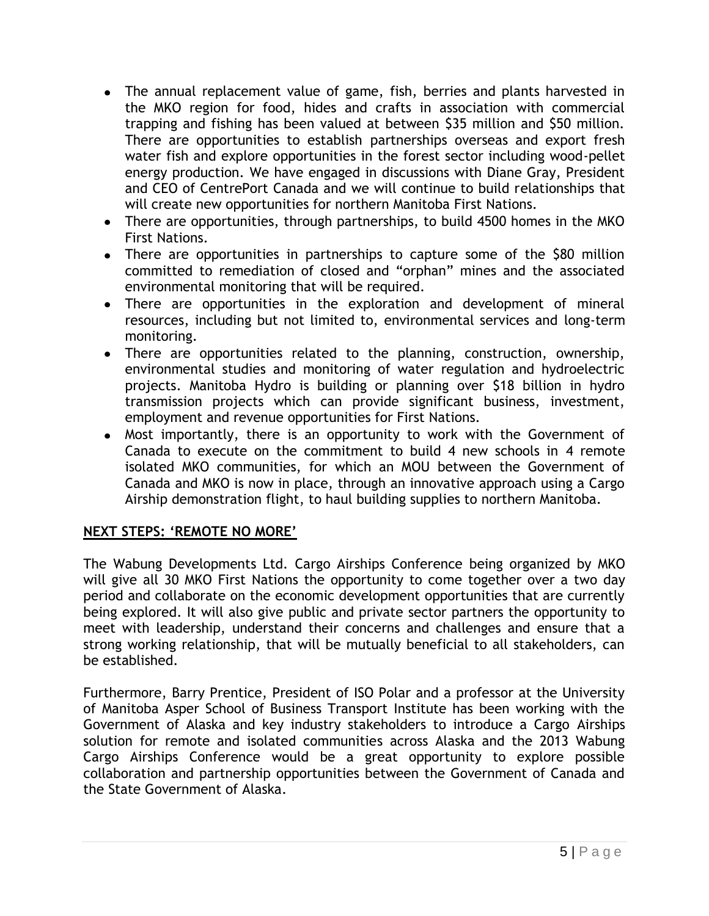- The annual replacement value of game, fish, berries and plants harvested in the MKO region for food, hides and crafts in association with commercial trapping and fishing has been valued at between $35 million and $50 million. There are opportunities to establish partnerships overseas and export fresh water fish and explore opportunities in the forest sector including wood-pellet energy production. We have engaged in discussions with Diane Gray, President and CEO of CentrePort Canada and we will continue to build relationships that will create new opportunities for northern Manitoba First Nations.
- There are opportunities, through partnerships, to build 4500 homes in the MKO First Nations.
- There are opportunities in partnerships to capture some of the $80 million committed to remediation of closed and "orphan" mines and the associated environmental monitoring that will be required.
- There are opportunities in the exploration and development of mineral resources, including but not limited to, environmental services and long-term monitoring.
- There are opportunities related to the planning, construction, ownership, environmental studies and monitoring of water regulation and hydroelectric projects. Manitoba Hydro is building or planning over $18 billion in hydro transmission projects which can provide significant business, investment, employment and revenue opportunities for First Nations.
- Most importantly, there is an opportunity to work with the Government of Canada to execute on the commitment to build 4 new schools in 4 remote isolated MKO communities, for which an MOU between the Government of Canada and MKO is now in place, through an innovative approach using a Cargo Airship demonstration flight, to haul building supplies to northern Manitoba.

## **NEXT STEPS: 'REMOTE NO MORE'**

The Wabung Developments Ltd. Cargo Airships Conference being organized by MKO will give all 30 MKO First Nations the opportunity to come together over a two day period and collaborate on the economic development opportunities that are currently being explored. It will also give public and private sector partners the opportunity to meet with leadership, understand their concerns and challenges and ensure that a strong working relationship, that will be mutually beneficial to all stakeholders, can be established.

Furthermore, Barry Prentice, President of ISO Polar and a professor at the University of Manitoba Asper School of Business Transport Institute has been working with the Government of Alaska and key industry stakeholders to introduce a Cargo Airships solution for remote and isolated communities across Alaska and the 2013 Wabung Cargo Airships Conference would be a great opportunity to explore possible collaboration and partnership opportunities between the Government of Canada and the State Government of Alaska.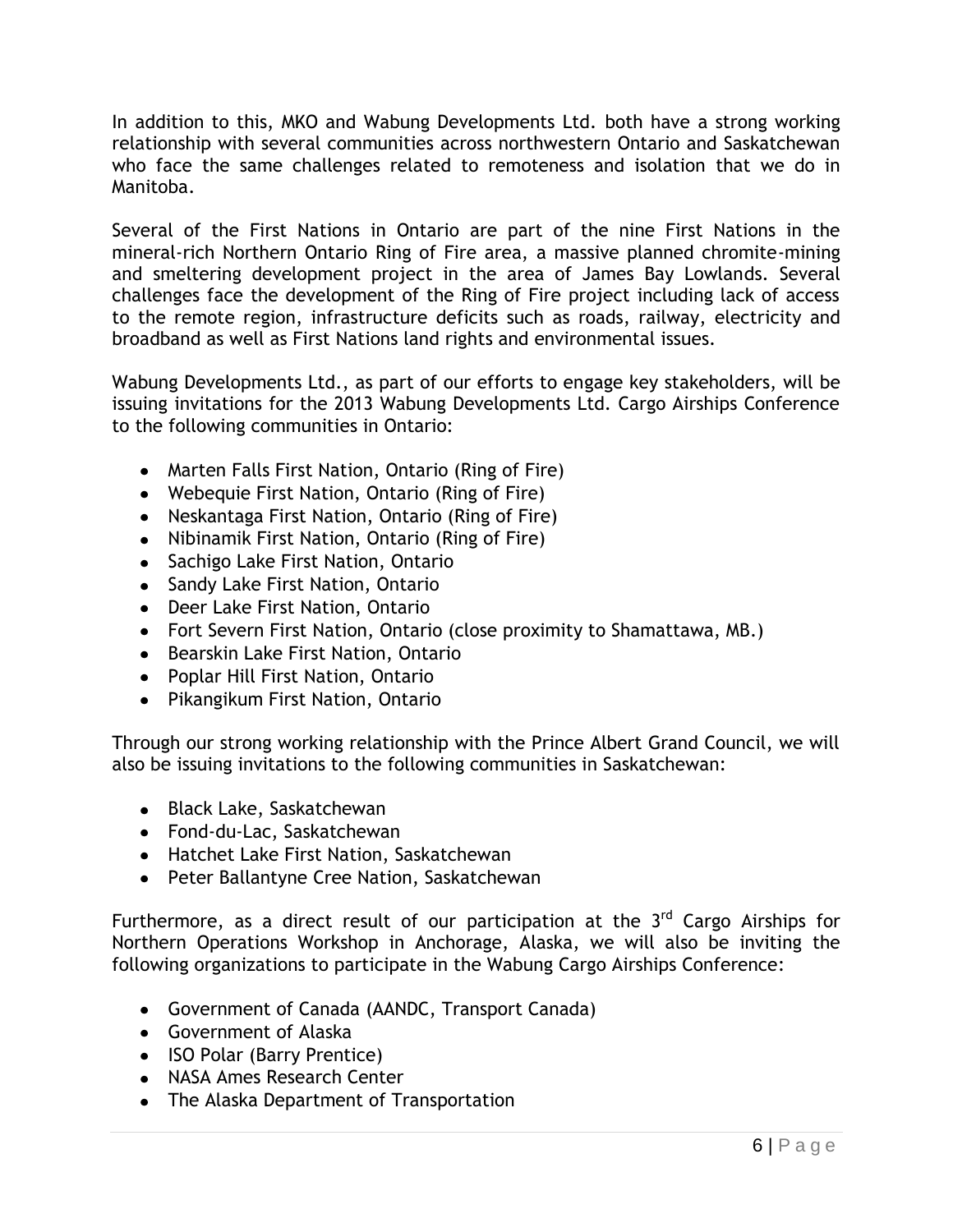In addition to this, MKO and Wabung Developments Ltd. both have a strong working relationship with several communities across northwestern Ontario and Saskatchewan who face the same challenges related to remoteness and isolation that we do in Manitoba.

Several of the First Nations in Ontario are part of the nine First Nations in the mineral-rich Northern Ontario Ring of Fire area, a massive planned chromite-mining and smeltering development project in the area of James Bay Lowlands. Several challenges face the development of the Ring of Fire project including lack of access to the remote region, infrastructure deficits such as roads, railway, electricity and broadband as well as First Nations land rights and environmental issues.

Wabung Developments Ltd., as part of our efforts to engage key stakeholders, will be issuing invitations for the 2013 Wabung Developments Ltd. Cargo Airships Conference to the following communities in Ontario:

- Marten Falls First Nation, Ontario (Ring of Fire)
- Webequie First Nation, Ontario (Ring of Fire)
- Neskantaga First Nation, Ontario (Ring of Fire)
- Nibinamik First Nation, Ontario (Ring of Fire)
- Sachigo Lake First Nation, Ontario
- Sandy Lake First Nation, Ontario
- Deer Lake First Nation, Ontario
- Fort Severn First Nation, Ontario (close proximity to Shamattawa, MB.)
- Bearskin Lake First Nation, Ontario
- Poplar Hill First Nation, Ontario
- Pikangikum First Nation, Ontario

Through our strong working relationship with the Prince Albert Grand Council, we will also be issuing invitations to the following communities in Saskatchewan:

- Black Lake, Saskatchewan
- Fond-du-Lac, Saskatchewan
- Hatchet Lake First Nation, Saskatchewan
- Peter Ballantyne Cree Nation, Saskatchewan

Furthermore, as a direct result of our participation at the 3rd Cargo Airships for Northern Operations Workshop in Anchorage, Alaska, we will also be inviting the following organizations to participate in the Wabung Cargo Airships Conference:

- Government of Canada (AANDC, Transport Canada)
- Government of Alaska
- ISO Polar (Barry Prentice)
- NASA Ames Research Center
- The Alaska Department of Transportation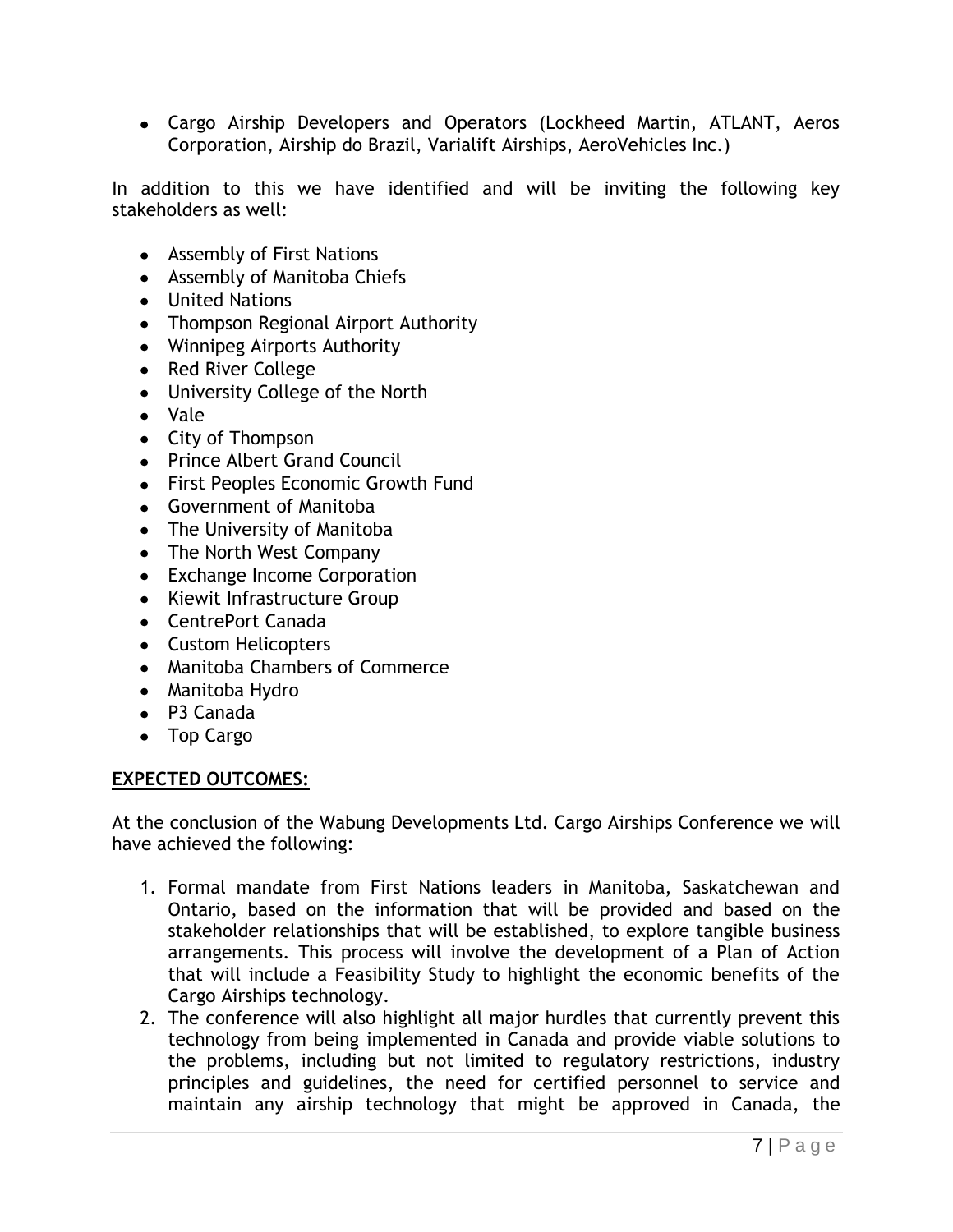- Cargo Airship Developers and Operators (Lockheed Martin, ATLANT, Aeros Corporation, Airship do Brazil, Varialift Airships, AeroVehicles Inc.)

In addition to this we have identified and will be inviting the following key stakeholders as well:

- Assembly of First Nations
- Assembly of Manitoba Chiefs
- United Nations
- Thompson Regional Airport Authority
- Winnipeg Airports Authority
- Red River College
- University College of the North
- Vale
- City of Thompson
- Prince Albert Grand Council
- First Peoples Economic Growth Fund
- Government of Manitoba
- The University of Manitoba
- The North West Company
- Exchange Income Corporation
- Kiewit Infrastructure Group
- CentrePort Canada
- Custom Helicopters
- Manitoba Chambers of Commerce
- Manitoba Hydro
- P3 Canada
- Top Cargo

**EXPECTED OUTCOMES:**

At the conclusion of the Wabung Developments Ltd. Cargo Airships Conference we will have achieved the following:

1. Formal mandate from First Nations leaders in Manitoba, Saskatchewan and Ontario, based on the information that will be provided and based on the stakeholder relationships that will be established, to explore tangible business arrangements. This process will involve the development of a Plan of Action that will include a Feasibility Study to highlight the economic benefits of the Cargo Airships technology.
2. The conference will also highlight all major hurdles that currently prevent this technology from being implemented in Canada and provide viable solutions to the problems, including but not limited to regulatory restrictions, industry principles and guidelines, the need for certified personnel to service and maintain any airship technology that might be approved in Canada, the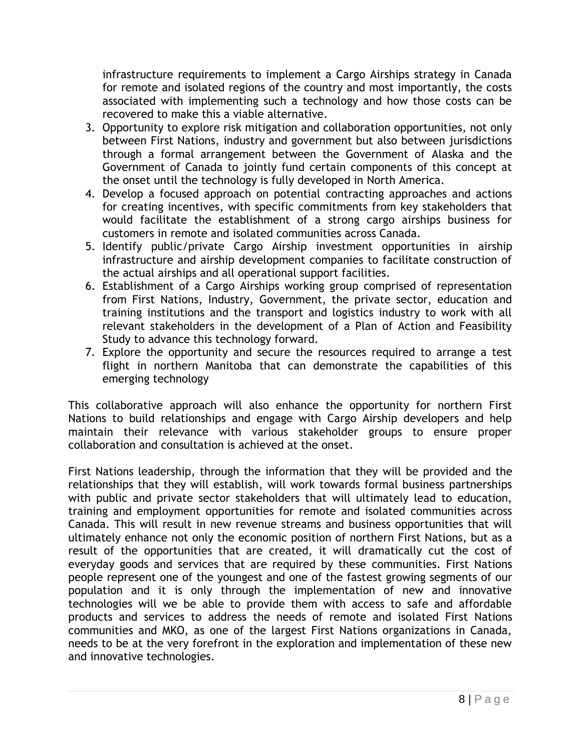infrastructure requirements to implement a Cargo Airships strategy in Canada for remote and isolated regions of the country and most importantly, the costs associated with implementing such a technology and how those costs can be recovered to make this a viable alternative.

3. Opportunity to explore risk mitigation and collaboration opportunities, not only between First Nations, industry and government but also between jurisdictions through a formal arrangement between the Government of Alaska and the Government of Canada to jointly fund certain components of this concept at the onset until the technology is fully developed in North America.
4. Develop a focused approach on potential contracting approaches and actions for creating incentives, with specific commitments from key stakeholders that would facilitate the establishment of a strong cargo airships business for customers in remote and isolated communities across Canada.
5. Identify public/private Cargo Airship investment opportunities in airship infrastructure and airship development companies to facilitate construction of the actual airships and all operational support facilities.
6. Establishment of a Cargo Airships working group comprised of representation from First Nations, Industry, Government, the private sector, education and training institutions and the transport and logistics industry to work with all relevant stakeholders in the development of a Plan of Action and Feasibility Study to advance this technology forward.
7. Explore the opportunity and secure the resources required to arrange a test flight in northern Manitoba that can demonstrate the capabilities of this emerging technology

This collaborative approach will also enhance the opportunity for northern First Nations to build relationships and engage with Cargo Airship developers and help maintain their relevance with various stakeholder groups to ensure proper collaboration and consultation is achieved at the onset.

First Nations leadership, through the information that they will be provided and the relationships that they will establish, will work towards formal business partnerships with public and private sector stakeholders that will ultimately lead to education, training and employment opportunities for remote and isolated communities across Canada. This will result in new revenue streams and business opportunities that will ultimately enhance not only the economic position of northern First Nations, but as a result of the opportunities that are created, it will dramatically cut the cost of everyday goods and services that are required by these communities. First Nations people represent one of the youngest and one of the fastest growing segments of our population and it is only through the implementation of new and innovative technologies will we be able to provide them with access to safe and affordable products and services to address the needs of remote and isolated First Nations communities and MKO, as one of the largest First Nations organizations in Canada, needs to be at the very forefront in the exploration and implementation of these new and innovative technologies.